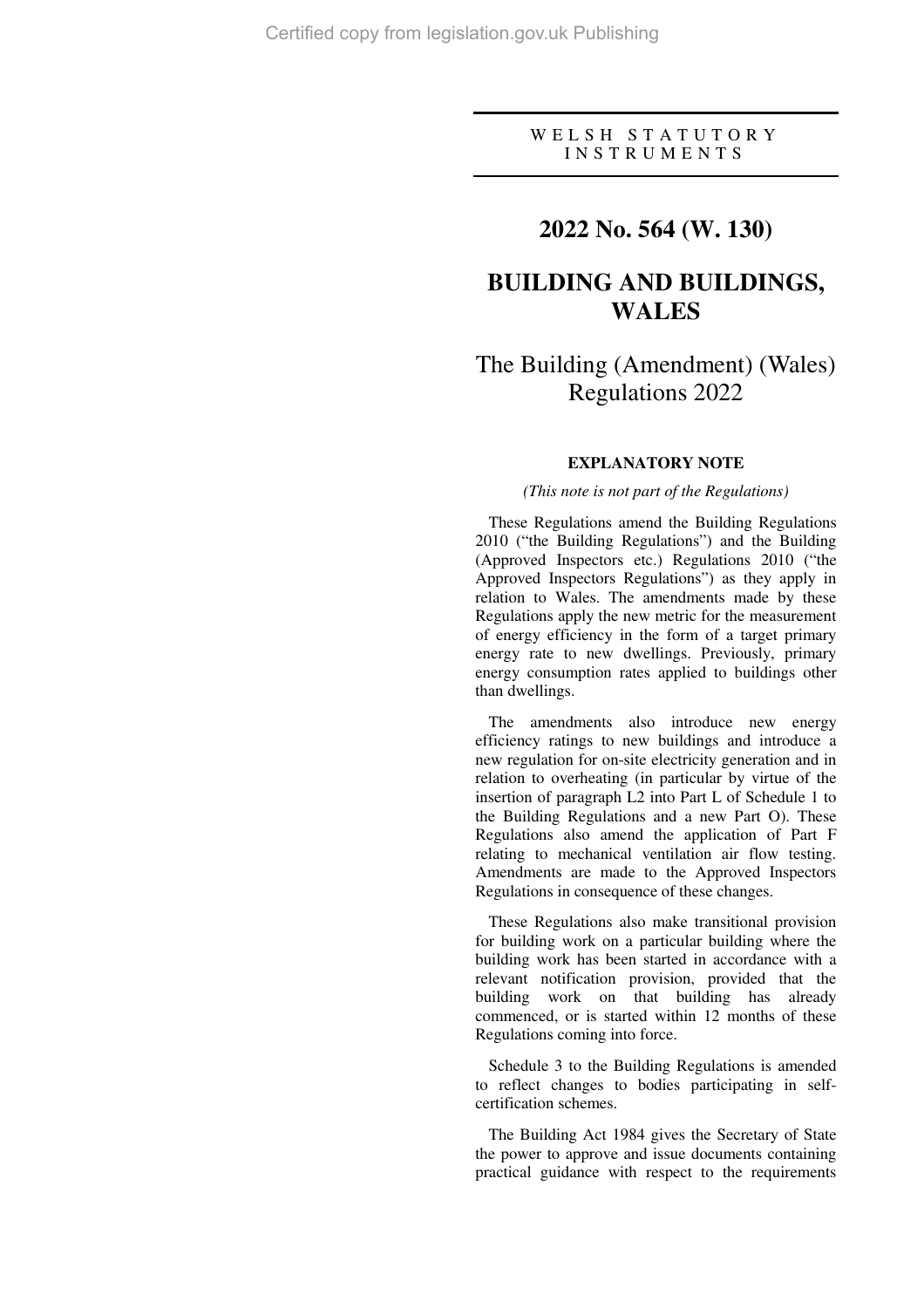WELSH STATUTORY INSTRUMENTS

# 2022 No. 564 (W. 130)

# BUILDING AND BUILDINGS, WALES

## The Building (Amendment) (Wales) Regulations 2022

### EXPLANATORY NOTE

*(This note is not part of the Regulations)*

These Regulations amend the Building Regulations 2010 ("the Building Regulations") and the Building (Approved Inspectors etc.) Regulations 2010 ("the Approved Inspectors Regulations") as they apply in relation to Wales. The amendments made by these Regulations apply the new metric for the measurement of energy efficiency in the form of a target primary energy rate to new dwellings. Previously, primary energy consumption rates applied to buildings other than dwellings.

The amendments also introduce new energy efficiency ratings to new buildings and introduce a new regulation for on-site electricity generation and in relation to overheating (in particular by virtue of the insertion of paragraph L2 into Part L of Schedule 1 to the Building Regulations and a new Part O). These Regulations also amend the application of Part F relating to mechanical ventilation air flow testing. Amendments are made to the Approved Inspectors Regulations in consequence of these changes.

These Regulations also make transitional provision for building work on a particular building where the building work has been started in accordance with a relevant notification provision, provided that the building work on that building has already commenced, or is started within 12 months of these Regulations coming into force.

Schedule 3 to the Building Regulations is amended to reflect changes to bodies participating in self-certification schemes.

The Building Act 1984 gives the Secretary of State the power to approve and issue documents containing practical guidance with respect to the requirements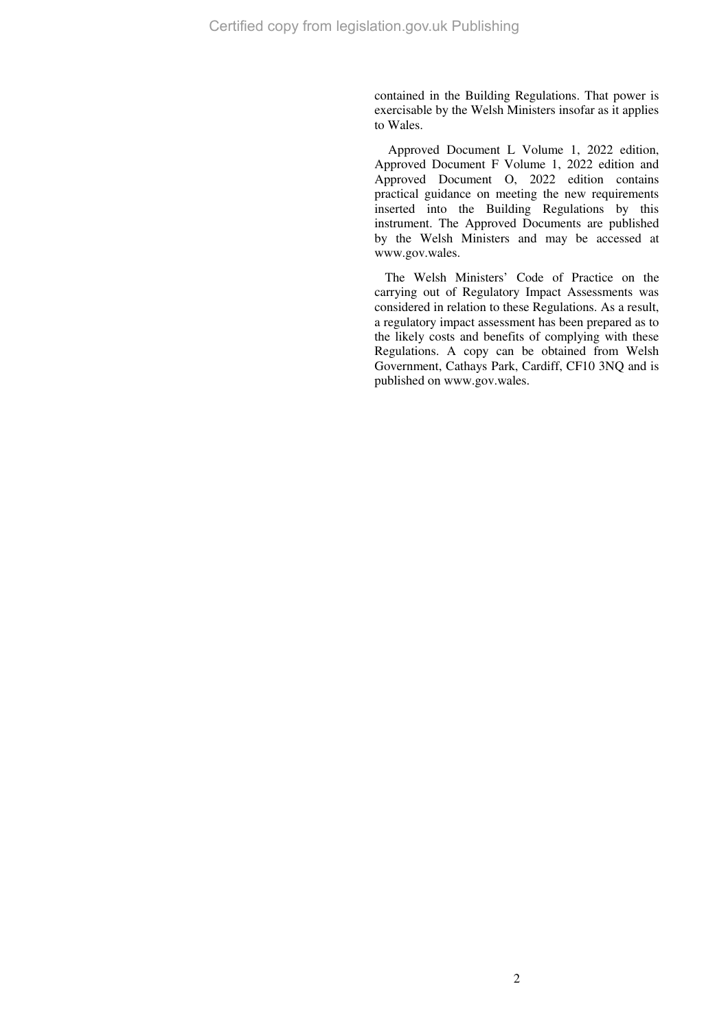contained in the Building Regulations. That power is exercisable by the Welsh Ministers insofar as it applies to Wales.

Approved Document L Volume 1, 2022 edition, Approved Document F Volume 1, 2022 edition and Approved Document O, 2022 edition contains practical guidance on meeting the new requirements inserted into the Building Regulations by this instrument. The Approved Documents are published by the Welsh Ministers and may be accessed at www.gov.wales.

The Welsh Ministers' Code of Practice on the carrying out of Regulatory Impact Assessments was considered in relation to these Regulations. As a result, a regulatory impact assessment has been prepared as to the likely costs and benefits of complying with these Regulations. A copy can be obtained from Welsh Government, Cathays Park, Cardiff, CF10 3NQ and is published on www.gov.wales.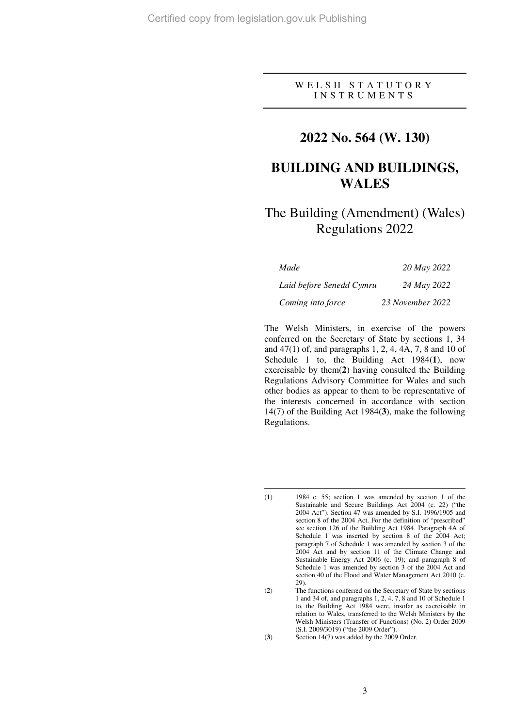WELSH STATUTORY INSTRUMENTS

# 2022 No. 564 (W. 130)

# BUILDING AND BUILDINGS, WALES

## The Building (Amendment) (Wales) Regulations 2022

| | |
|---|---|
| *Made* | *20 May 2022* |
| *Laid before Senedd Cymru* | *24 May 2022* |
| *Coming into force* | *23 November 2022* |

The Welsh Ministers, in exercise of the powers conferred on the Secretary of State by sections 1, 34 and 47(1) of, and paragraphs 1, 2, 4, 4A, 7, 8 and 10 of Schedule 1 to, the Building Act 1984(**1**), now exercisable by them(**2**) having consulted the Building Regulations Advisory Committee for Wales and such other bodies as appear to them to be representative of the interests concerned in accordance with section 14(7) of the Building Act 1984(**3**), make the following Regulations.

---

(**1**) 1984 c. 55; section 1 was amended by section 1 of the Sustainable and Secure Buildings Act 2004 (c. 22) ("the 2004 Act"). Section 47 was amended by S.I. 1996/1905 and section 8 of the 2004 Act. For the definition of "prescribed" see section 126 of the Building Act 1984. Paragraph 4A of Schedule 1 was inserted by section 8 of the 2004 Act; paragraph 7 of Schedule 1 was amended by section 3 of the 2004 Act and by section 11 of the Climate Change and Sustainable Energy Act 2006 (c. 19); and paragraph 8 of Schedule 1 was amended by section 3 of the 2004 Act and section 40 of the Flood and Water Management Act 2010 (c. 29).

(**2**) The functions conferred on the Secretary of State by sections 1 and 34 of, and paragraphs 1, 2, 4, 7, 8 and 10 of Schedule 1 to, the Building Act 1984 were, insofar as exercisable in relation to Wales, transferred to the Welsh Ministers by the Welsh Ministers (Transfer of Functions) (No. 2) Order 2009 (S.I. 2009/3019) ("the 2009 Order").

(**3**) Section 14(7) was added by the 2009 Order.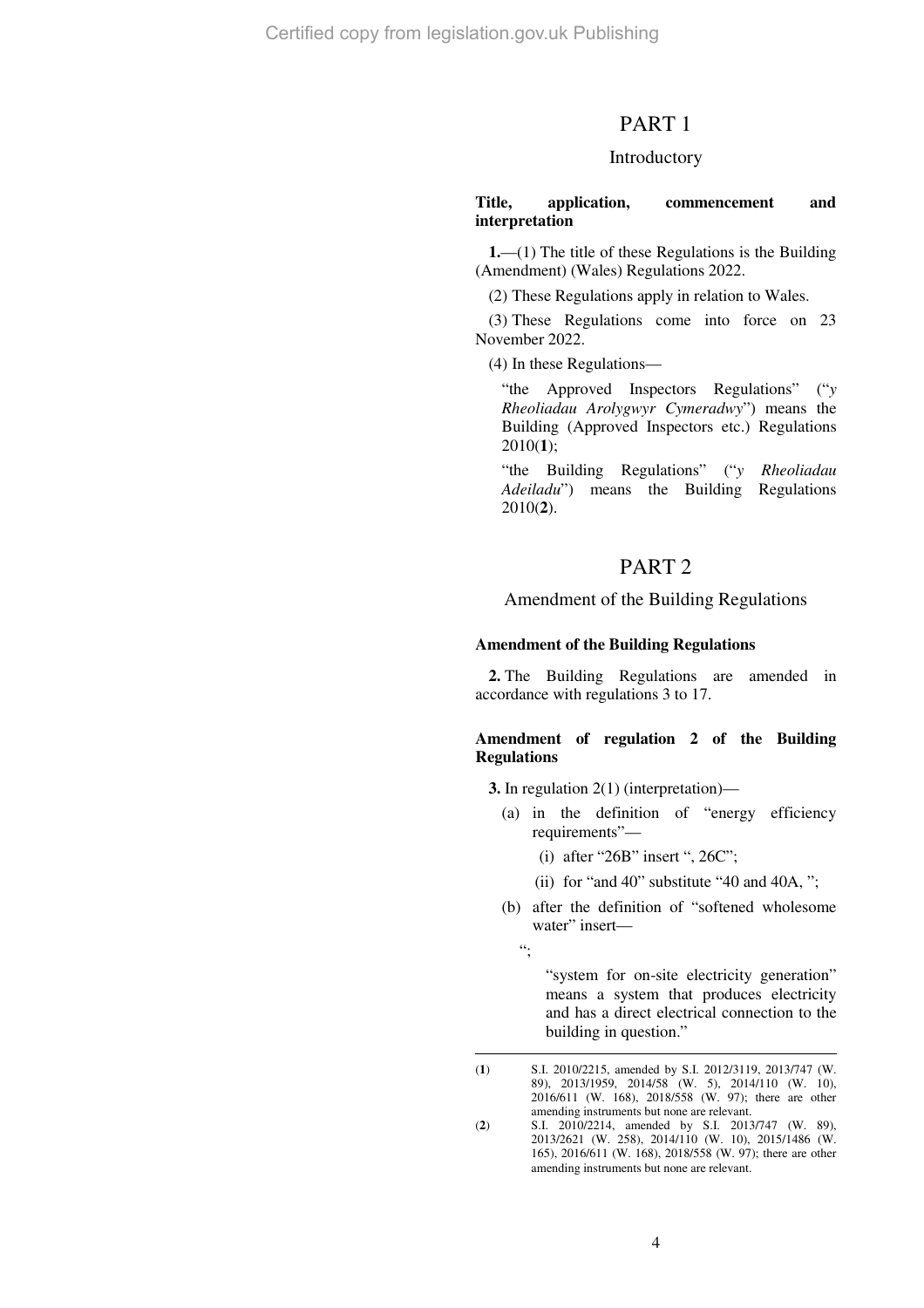# PART 1

## Introductory

### Title, application, commencement and interpretation

**1.**—(1) The title of these Regulations is the Building (Amendment) (Wales) Regulations 2022.

(2) These Regulations apply in relation to Wales.

(3) These Regulations come into force on 23 November 2022.

(4) In these Regulations—

"the Approved Inspectors Regulations" ("*y Rheoliadau Arolygwyr Cymeradwy*") means the Building (Approved Inspectors etc.) Regulations 2010(**1**);

"the Building Regulations" ("*y Rheoliadau Adeiladu*") means the Building Regulations 2010(**2**).

# PART 2

## Amendment of the Building Regulations

### Amendment of the Building Regulations

**2.** The Building Regulations are amended in accordance with regulations 3 to 17.

### Amendment of regulation 2 of the Building Regulations

**3.** In regulation 2(1) (interpretation)—

(a) in the definition of "energy efficiency requirements"—

(i) after "26B" insert ", 26C";

(ii) for "and 40" substitute "40 and 40A, ";

(b) after the definition of "softened wholesome water" insert—

";

"system for on-site electricity generation" means a system that produces electricity and has a direct electrical connection to the building in question."

---

(**1**) S.I. 2010/2215, amended by S.I. 2012/3119, 2013/747 (W. 89), 2013/1959, 2014/58 (W. 5), 2014/110 (W. 10), 2016/611 (W. 168), 2018/558 (W. 97); there are other amending instruments but none are relevant.

(**2**) S.I. 2010/2214, amended by S.I. 2013/747 (W. 89), 2013/2621 (W. 258), 2014/110 (W. 10), 2015/1486 (W. 165), 2016/611 (W. 168), 2018/558 (W. 97); there are other amending instruments but none are relevant.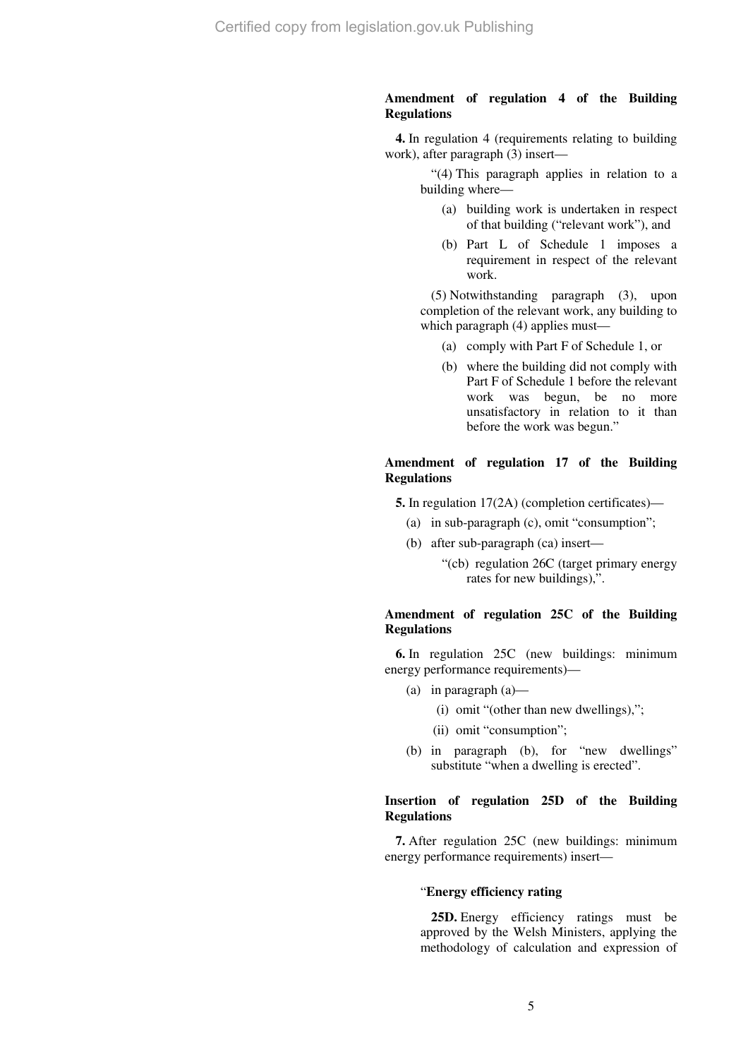### Amendment of regulation 4 of the Building Regulations

**4.** In regulation 4 (requirements relating to building work), after paragraph (3) insert—

"(4) This paragraph applies in relation to a building where—

(a) building work is undertaken in respect of that building ("relevant work"), and

(b) Part L of Schedule 1 imposes a requirement in respect of the relevant work.

(5) Notwithstanding paragraph (3), upon completion of the relevant work, any building to which paragraph (4) applies must—

(a) comply with Part F of Schedule 1, or

(b) where the building did not comply with Part F of Schedule 1 before the relevant work was begun, be no more unsatisfactory in relation to it than before the work was begun."

### Amendment of regulation 17 of the Building Regulations

**5.** In regulation 17(2A) (completion certificates)—

(a) in sub-paragraph (c), omit "consumption";

(b) after sub-paragraph (ca) insert—

"(cb) regulation 26C (target primary energy rates for new buildings),".

### Amendment of regulation 25C of the Building Regulations

**6.** In regulation 25C (new buildings: minimum energy performance requirements)—

(a) in paragraph (a)—

(i) omit "(other than new dwellings),";

(ii) omit "consumption";

(b) in paragraph (b), for "new dwellings" substitute "when a dwelling is erected".

### Insertion of regulation 25D of the Building Regulations

**7.** After regulation 25C (new buildings: minimum energy performance requirements) insert—

"**Energy efficiency rating**

**25D.** Energy efficiency ratings must be approved by the Welsh Ministers, applying the methodology of calculation and expression of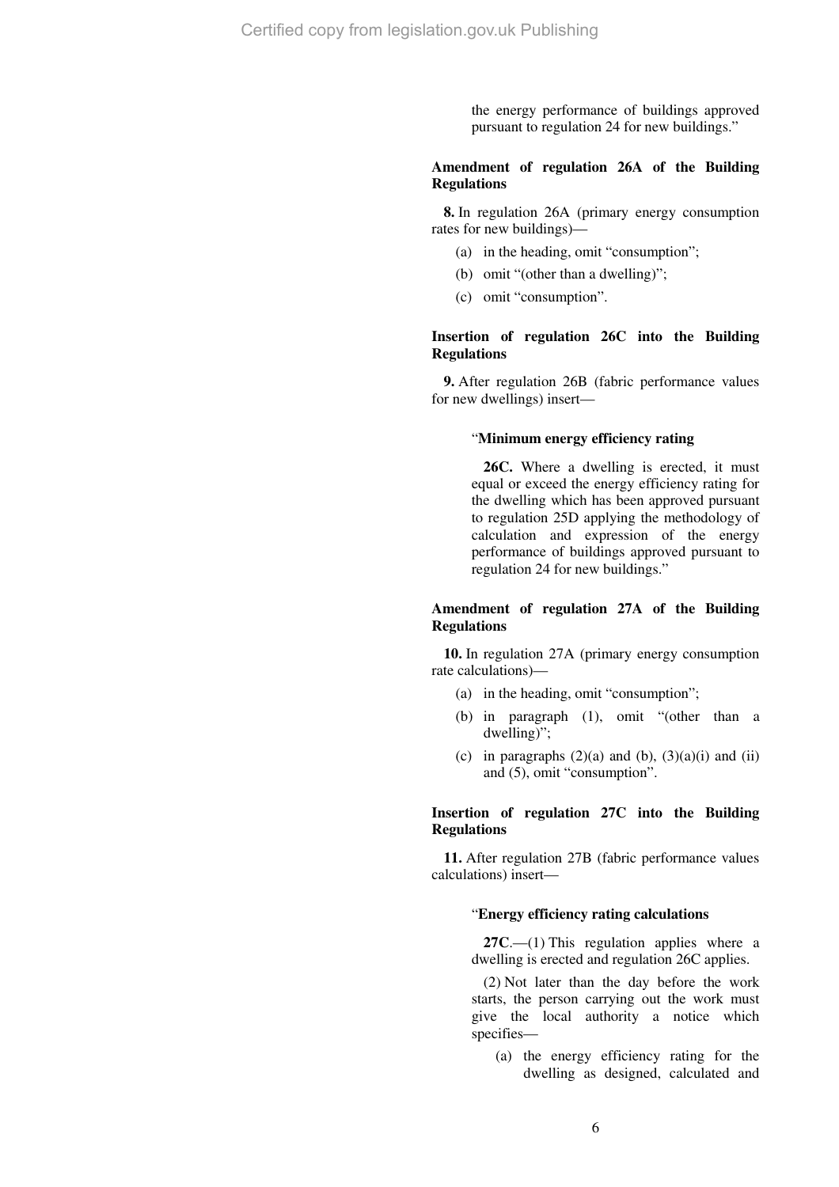the energy performance of buildings approved pursuant to regulation 24 for new buildings."

### Amendment of regulation 26A of the Building Regulations

**8.** In regulation 26A (primary energy consumption rates for new buildings)—

(a) in the heading, omit "consumption";

(b) omit "(other than a dwelling)";

(c) omit "consumption".

### Insertion of regulation 26C into the Building Regulations

**9.** After regulation 26B (fabric performance values for new dwellings) insert—

> "**Minimum energy efficiency rating**
>
> **26C.** Where a dwelling is erected, it must equal or exceed the energy efficiency rating for the dwelling which has been approved pursuant to regulation 25D applying the methodology of calculation and expression of the energy performance of buildings approved pursuant to regulation 24 for new buildings."

### Amendment of regulation 27A of the Building Regulations

**10.** In regulation 27A (primary energy consumption rate calculations)—

(a) in the heading, omit "consumption";

(b) in paragraph (1), omit "(other than a dwelling)";

(c) in paragraphs (2)(a) and (b), (3)(a)(i) and (ii) and (5), omit "consumption".

### Insertion of regulation 27C into the Building Regulations

**11.** After regulation 27B (fabric performance values calculations) insert—

> "**Energy efficiency rating calculations**
>
> **27C**.—(1) This regulation applies where a dwelling is erected and regulation 26C applies.
>
> (2) Not later than the day before the work starts, the person carrying out the work must give the local authority a notice which specifies—
>
> (a) the energy efficiency rating for the dwelling as designed, calculated and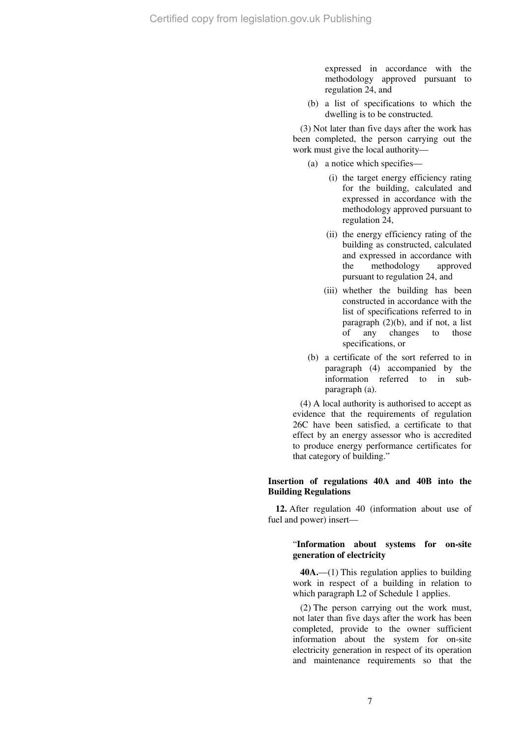expressed in accordance with the methodology approved pursuant to regulation 24, and

(b) a list of specifications to which the dwelling is to be constructed.

(3) Not later than five days after the work has been completed, the person carrying out the work must give the local authority—

(a) a notice which specifies—

(i) the target energy efficiency rating for the building, calculated and expressed in accordance with the methodology approved pursuant to regulation 24,

(ii) the energy efficiency rating of the building as constructed, calculated and expressed in accordance with the methodology approved pursuant to regulation 24, and

(iii) whether the building has been constructed in accordance with the list of specifications referred to in paragraph (2)(b), and if not, a list of any changes to those specifications, or

(b) a certificate of the sort referred to in paragraph (4) accompanied by the information referred to in sub-paragraph (a).

(4) A local authority is authorised to accept as evidence that the requirements of regulation 26C have been satisfied, a certificate to that effect by an energy assessor who is accredited to produce energy performance certificates for that category of building."

**Insertion of regulations 40A and 40B into the Building Regulations**

**12.** After regulation 40 (information about use of fuel and power) insert—

"**Information about systems for on-site generation of electricity**

**40A.**—(1) This regulation applies to building work in respect of a building in relation to which paragraph L2 of Schedule 1 applies.

(2) The person carrying out the work must, not later than five days after the work has been completed, provide to the owner sufficient information about the system for on-site electricity generation in respect of its operation and maintenance requirements so that the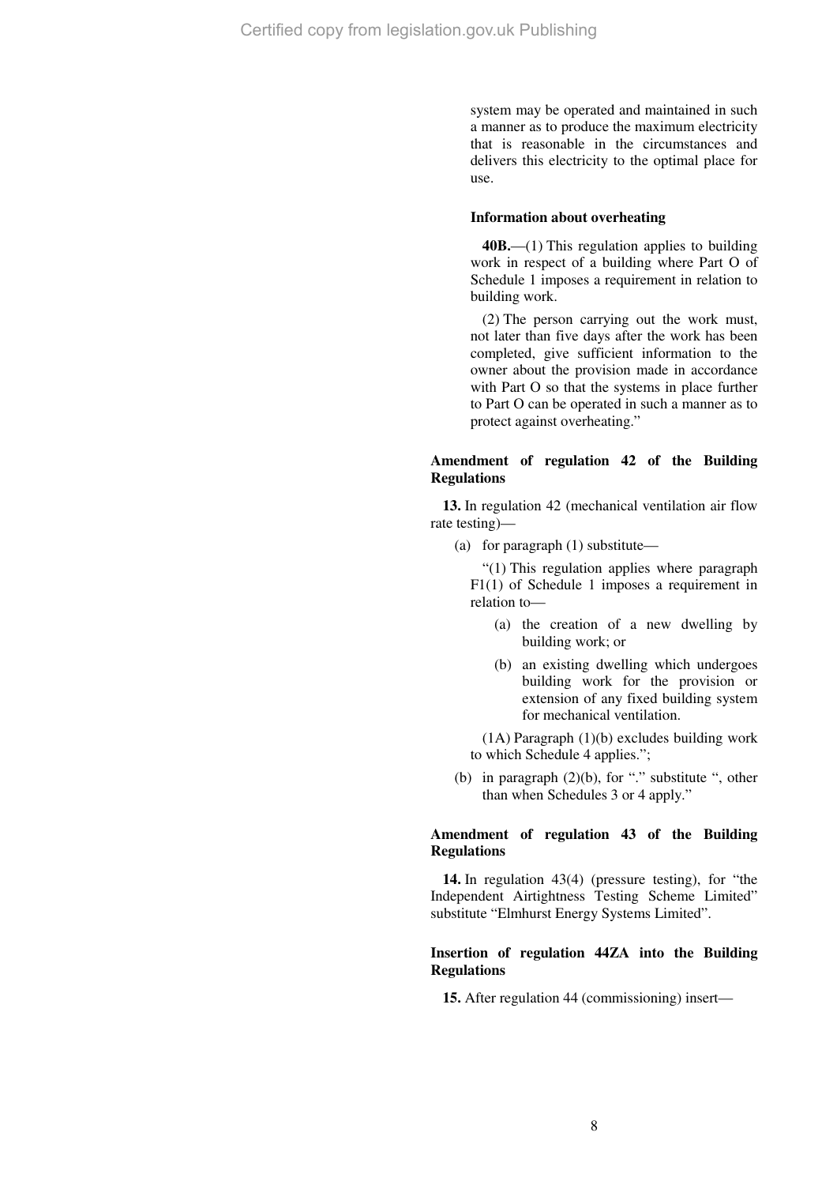system may be operated and maintained in such a manner as to produce the maximum electricity that is reasonable in the circumstances and delivers this electricity to the optimal place for use.

**Information about overheating**

**40B.**—(1) This regulation applies to building work in respect of a building where Part O of Schedule 1 imposes a requirement in relation to building work.

(2) The person carrying out the work must, not later than five days after the work has been completed, give sufficient information to the owner about the provision made in accordance with Part O so that the systems in place further to Part O can be operated in such a manner as to protect against overheating."

**Amendment of regulation 42 of the Building Regulations**

**13.** In regulation 42 (mechanical ventilation air flow rate testing)—

(a) for paragraph (1) substitute—

"(1) This regulation applies where paragraph F1(1) of Schedule 1 imposes a requirement in relation to—

(a) the creation of a new dwelling by building work; or

(b) an existing dwelling which undergoes building work for the provision or extension of any fixed building system for mechanical ventilation.

(1A) Paragraph (1)(b) excludes building work to which Schedule 4 applies.";

(b) in paragraph (2)(b), for "." substitute ", other than when Schedules 3 or 4 apply."

**Amendment of regulation 43 of the Building Regulations**

**14.** In regulation 43(4) (pressure testing), for "the Independent Airtightness Testing Scheme Limited" substitute "Elmhurst Energy Systems Limited".

**Insertion of regulation 44ZA into the Building Regulations**

**15.** After regulation 44 (commissioning) insert—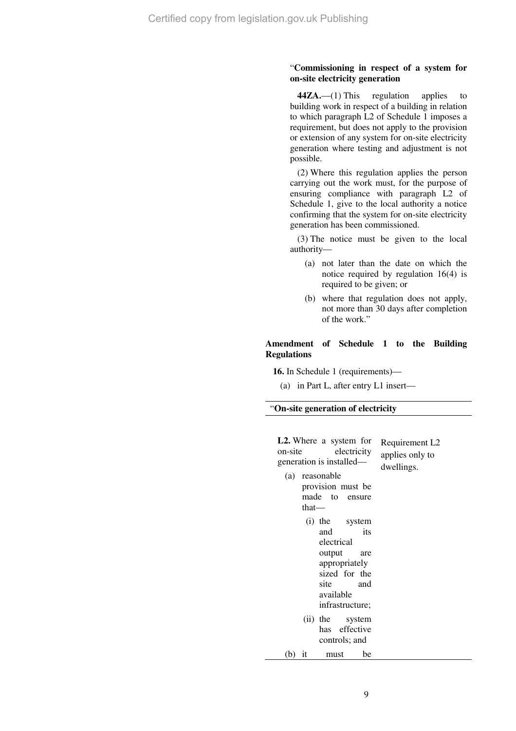"**Commissioning in respect of a system for on-site electricity generation**

**44ZA.**—(1) This regulation applies to building work in respect of a building in relation to which paragraph L2 of Schedule 1 imposes a requirement, but does not apply to the provision or extension of any system for on-site electricity generation where testing and adjustment is not possible.

(2) Where this regulation applies the person carrying out the work must, for the purpose of ensuring compliance with paragraph L2 of Schedule 1, give to the local authority a notice confirming that the system for on-site electricity generation has been commissioned.

(3) The notice must be given to the local authority—

(a) not later than the date on which the notice required by regulation 16(4) is required to be given; or

(b) where that regulation does not apply, not more than 30 days after completion of the work."

**Amendment of Schedule 1 to the Building Regulations**

**16.** In Schedule 1 (requirements)—

(a) in Part L, after entry L1 insert—

| "**On-site generation of electricity** | |
|---|---|
| **L2.** Where a system for on-site electricity generation is installed—<br>(a) reasonable provision must be made to ensure that—<br>(i) the system and its electrical output are appropriately sized for the site and available infrastructure;<br>(ii) the system has effective controls; and<br>(b) it must be | Requirement L2 applies only to dwellings. |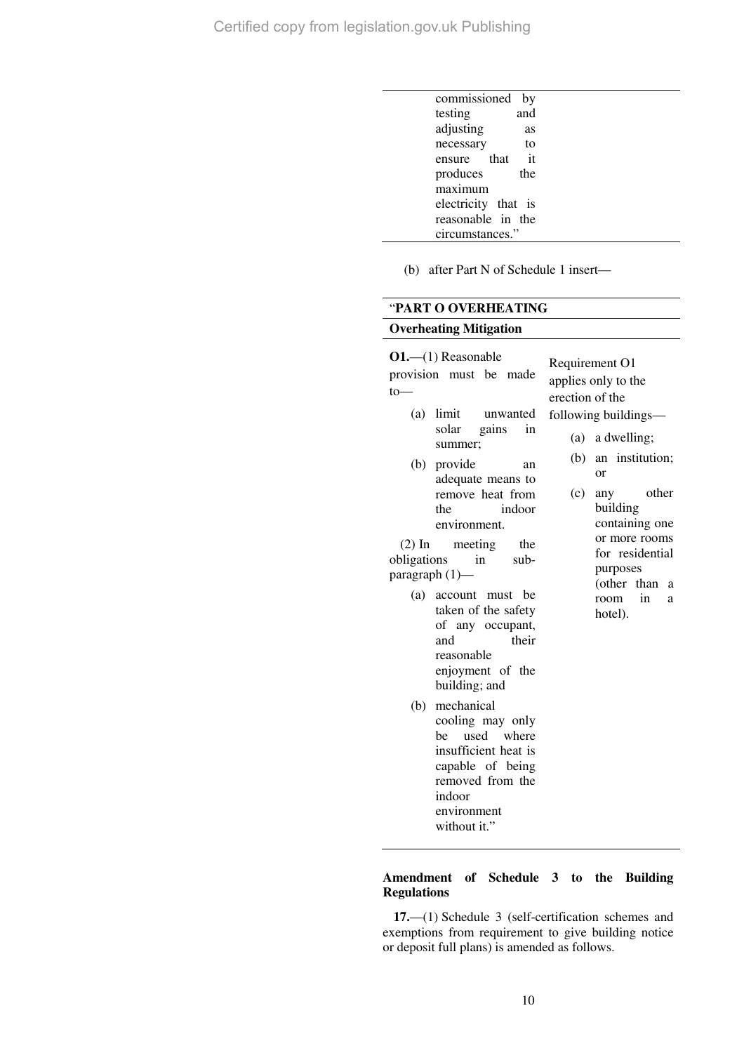| commissioned by testing and adjusting as necessary to ensure that it produces the maximum electricity that is reasonable in the circumstances." | |
|---|---|

(b) after Part N of Schedule 1 insert—

| "**PART O OVERHEATING** | |
|---|---|
| **Overheating Mitigation** | |
| **O1.**—(1) Reasonable provision must be made to—<br>(a) limit unwanted solar gains in summer;<br>(b) provide an adequate means to remove heat from the indoor environment.<br>(2) In meeting the obligations in sub-paragraph (1)—<br>(a) account must be taken of the safety of any occupant, and their reasonable enjoyment of the building; and<br>(b) mechanical cooling may only be used where insufficient heat is capable of being removed from the indoor environment without it." | Requirement O1 applies only to the erection of the following buildings—<br>(a) a dwelling;<br>(b) an institution; or<br>(c) any other building containing one or more rooms for residential purposes (other than a room in a hotel). |

**Amendment of Schedule 3 to the Building Regulations**

**17.**—(1) Schedule 3 (self-certification schemes and exemptions from requirement to give building notice or deposit full plans) is amended as follows.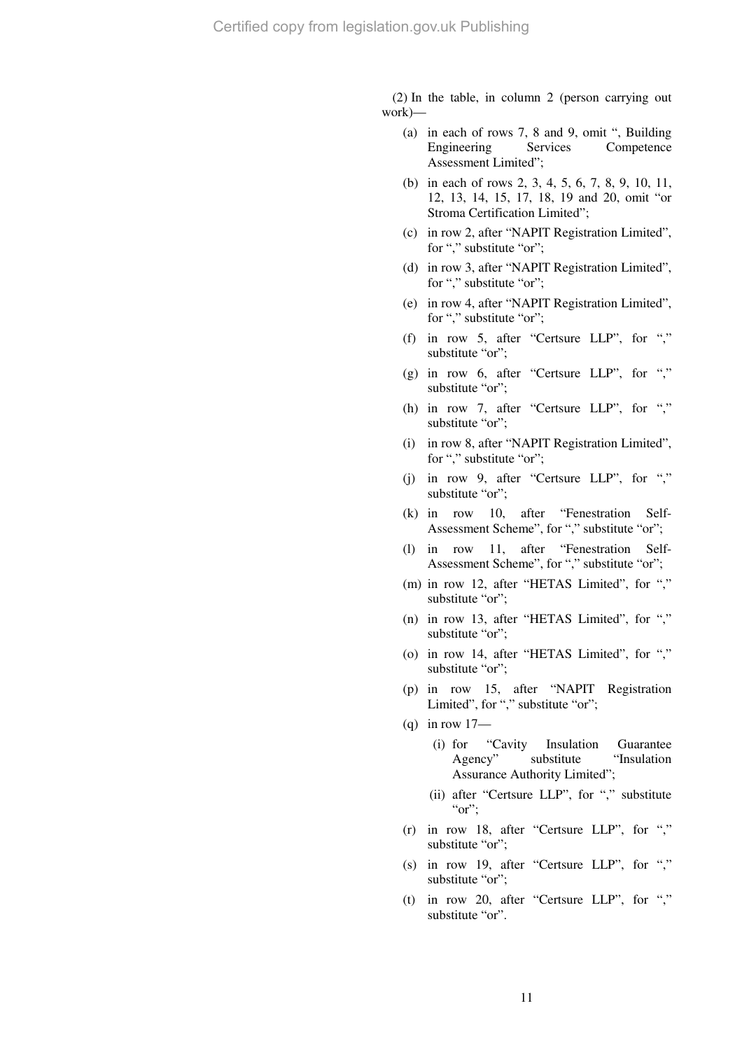(2) In the table, in column 2 (person carrying out work)—

- (a) in each of rows 7, 8 and 9, omit ", Building Engineering Services Competence Assessment Limited";
- (b) in each of rows 2, 3, 4, 5, 6, 7, 8, 9, 10, 11, 12, 13, 14, 15, 17, 18, 19 and 20, omit "or Stroma Certification Limited";
- (c) in row 2, after "NAPIT Registration Limited", for "," substitute "or";
- (d) in row 3, after "NAPIT Registration Limited", for "," substitute "or";
- (e) in row 4, after "NAPIT Registration Limited", for "," substitute "or";
- (f) in row 5, after "Certsure LLP", for "," substitute "or";
- (g) in row 6, after "Certsure LLP", for "," substitute "or";
- (h) in row 7, after "Certsure LLP", for "," substitute "or";
- (i) in row 8, after "NAPIT Registration Limited", for "," substitute "or";
- (j) in row 9, after "Certsure LLP", for "," substitute "or";
- (k) in row 10, after "Fenestration Self-Assessment Scheme", for "," substitute "or";
- (l) in row 11, after "Fenestration Self-Assessment Scheme", for "," substitute "or";
- (m) in row 12, after "HETAS Limited", for "," substitute "or";
- (n) in row 13, after "HETAS Limited", for "," substitute "or";
- (o) in row 14, after "HETAS Limited", for "," substitute "or";
- (p) in row 15, after "NAPIT Registration Limited", for "," substitute "or";
- (q) in row 17—
  - (i) for "Cavity Insulation Guarantee Agency" substitute "Insulation Assurance Authority Limited";
  - (ii) after "Certsure LLP", for "," substitute "or";
- (r) in row 18, after "Certsure LLP", for "," substitute "or";
- (s) in row 19, after "Certsure LLP", for "," substitute "or";
- (t) in row 20, after "Certsure LLP", for "," substitute "or".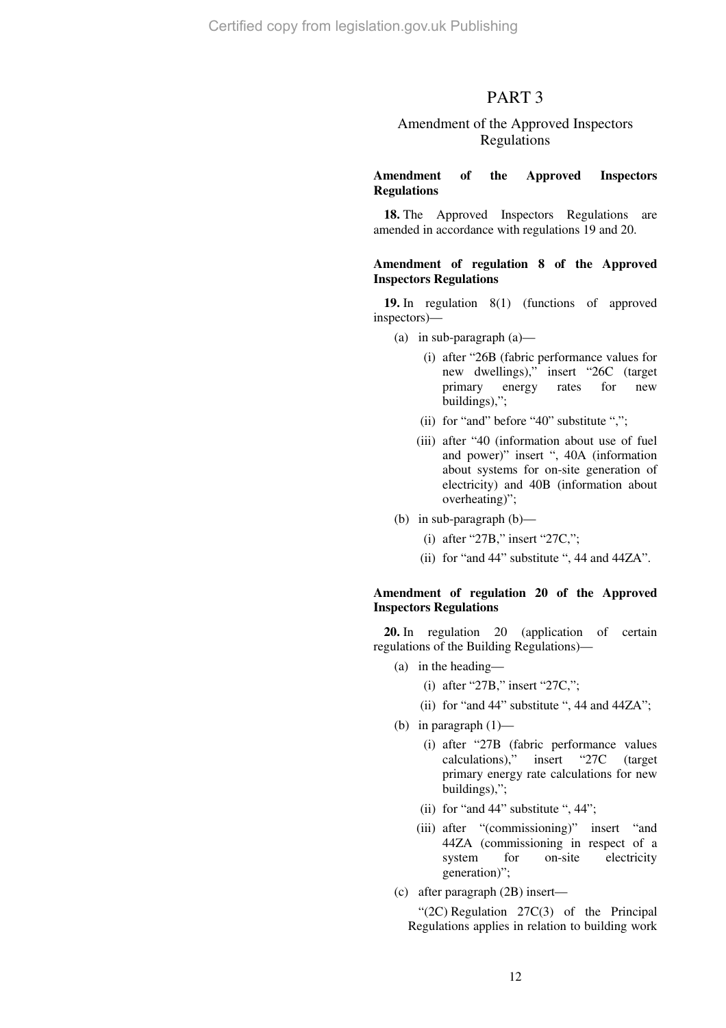# PART 3

## Amendment of the Approved Inspectors Regulations

### Amendment of the Approved Inspectors Regulations

**18.** The Approved Inspectors Regulations are amended in accordance with regulations 19 and 20.

### Amendment of regulation 8 of the Approved Inspectors Regulations

**19.** In regulation 8(1) (functions of approved inspectors)—

(a) in sub-paragraph (a)—

(i) after "26B (fabric performance values for new dwellings)," insert "26C (target primary energy rates for new buildings),";

(ii) for "and" before "40" substitute ",";

(iii) after "40 (information about use of fuel and power)" insert ", 40A (information about systems for on-site generation of electricity) and 40B (information about overheating)";

(b) in sub-paragraph (b)—

(i) after "27B," insert "27C,";

(ii) for "and 44" substitute ", 44 and 44ZA".

### Amendment of regulation 20 of the Approved Inspectors Regulations

**20.** In regulation 20 (application of certain regulations of the Building Regulations)—

(a) in the heading—

(i) after "27B," insert "27C,";

(ii) for "and 44" substitute ", 44 and 44ZA";

(b) in paragraph (1)—

(i) after "27B (fabric performance values calculations)," insert "27C (target primary energy rate calculations for new buildings),";

(ii) for "and 44" substitute ", 44";

(iii) after "(commissioning)" insert "and 44ZA (commissioning in respect of a system for on-site electricity generation)";

(c) after paragraph (2B) insert—

"(2C) Regulation 27C(3) of the Principal Regulations applies in relation to building work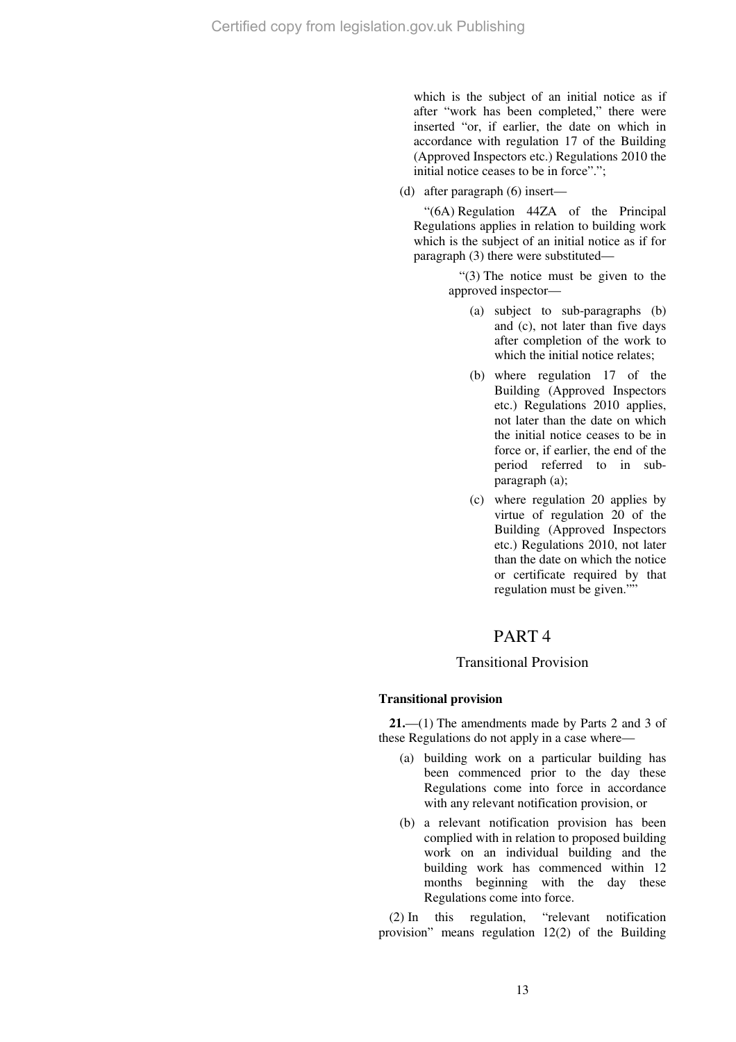which is the subject of an initial notice as if after "work has been completed," there were inserted "or, if earlier, the date on which in accordance with regulation 17 of the Building (Approved Inspectors etc.) Regulations 2010 the initial notice ceases to be in force".";

(d) after paragraph (6) insert—

"(6A) Regulation 44ZA of the Principal Regulations applies in relation to building work which is the subject of an initial notice as if for paragraph (3) there were substituted—

"(3) The notice must be given to the approved inspector—

(a) subject to sub-paragraphs (b) and (c), not later than five days after completion of the work to which the initial notice relates;

(b) where regulation 17 of the Building (Approved Inspectors etc.) Regulations 2010 applies, not later than the date on which the initial notice ceases to be in force or, if earlier, the end of the period referred to in sub-paragraph (a);

(c) where regulation 20 applies by virtue of regulation 20 of the Building (Approved Inspectors etc.) Regulations 2010, not later than the date on which the notice or certificate required by that regulation must be given.""

# PART 4

## Transitional Provision

### Transitional provision

**21.**—(1) The amendments made by Parts 2 and 3 of these Regulations do not apply in a case where—

(a) building work on a particular building has been commenced prior to the day these Regulations come into force in accordance with any relevant notification provision, or

(b) a relevant notification provision has been complied with in relation to proposed building work on an individual building and the building work has commenced within 12 months beginning with the day these Regulations come into force.

(2) In this regulation, "relevant notification provision" means regulation 12(2) of the Building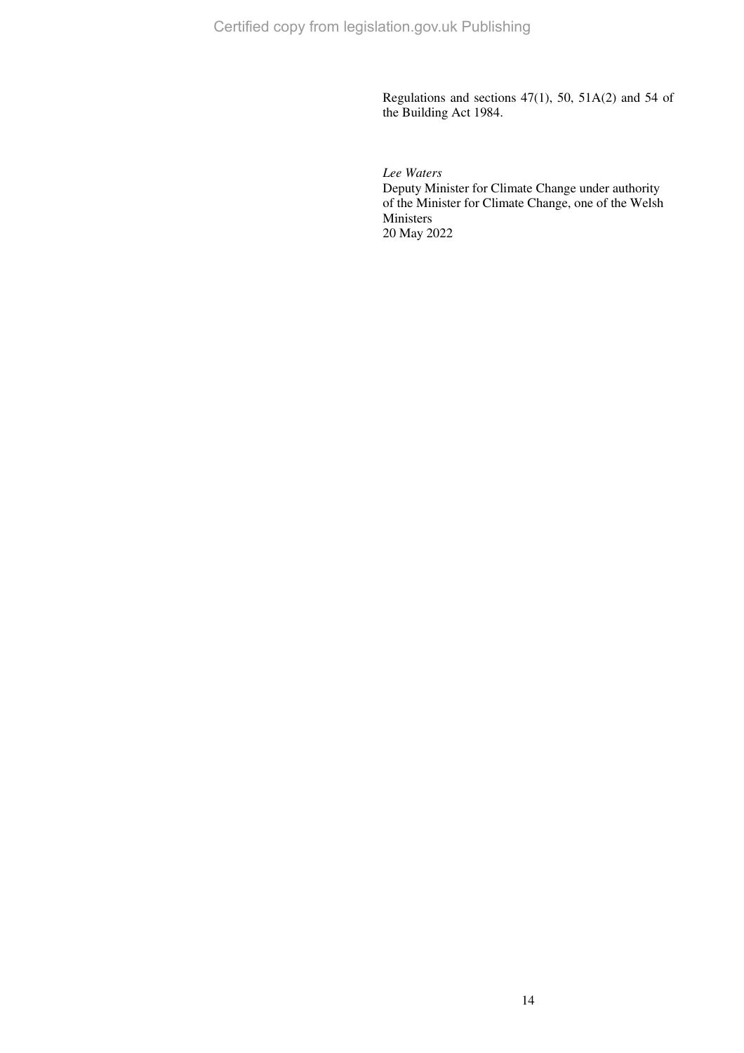Regulations and sections 47(1), 50, 51A(2) and 54 of the Building Act 1984.

*Lee Waters*
Deputy Minister for Climate Change under authority of the Minister for Climate Change, one of the Welsh Ministers
20 May 2022